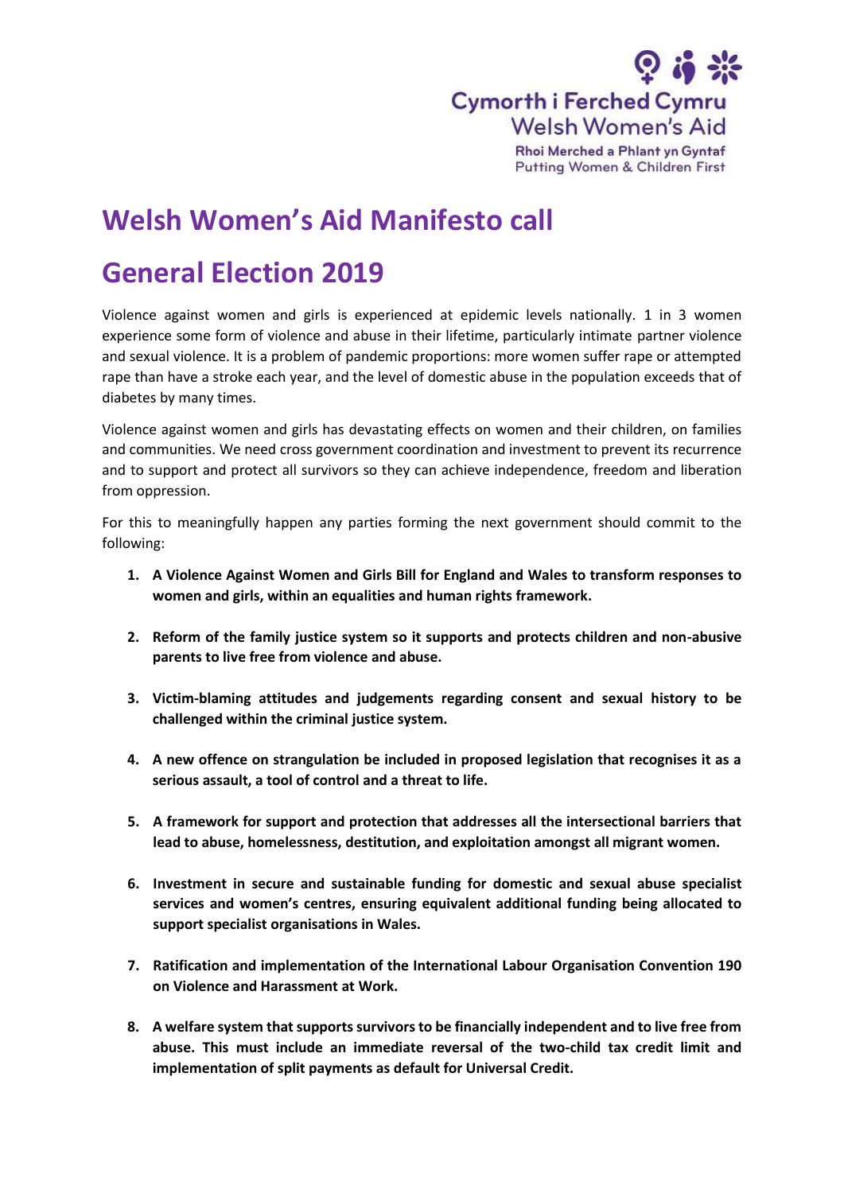Cymorth i Ferched Cymru
Welsh Women's Aid
Rhoi Merched a Phlant yn Gyntaf
Putting Women & Children First

# Welsh Women's Aid Manifesto call

# General Election 2019

Violence against women and girls is experienced at epidemic levels nationally. 1 in 3 women experience some form of violence and abuse in their lifetime, particularly intimate partner violence and sexual violence. It is a problem of pandemic proportions: more women suffer rape or attempted rape than have a stroke each year, and the level of domestic abuse in the population exceeds that of diabetes by many times.

Violence against women and girls has devastating effects on women and their children, on families and communities. We need cross government coordination and investment to prevent its recurrence and to support and protect all survivors so they can achieve independence, freedom and liberation from oppression.

For this to meaningfully happen any parties forming the next government should commit to the following:

1. **A Violence Against Women and Girls Bill for England and Wales to transform responses to women and girls, within an equalities and human rights framework.**
2. **Reform of the family justice system so it supports and protects children and non-abusive parents to live free from violence and abuse.**
3. **Victim-blaming attitudes and judgements regarding consent and sexual history to be challenged within the criminal justice system.**
4. **A new offence on strangulation be included in proposed legislation that recognises it as a serious assault, a tool of control and a threat to life.**
5. **A framework for support and protection that addresses all the intersectional barriers that lead to abuse, homelessness, destitution, and exploitation amongst all migrant women.**
6. **Investment in secure and sustainable funding for domestic and sexual abuse specialist services and women's centres, ensuring equivalent additional funding being allocated to support specialist organisations in Wales.**
7. **Ratification and implementation of the International Labour Organisation Convention 190 on Violence and Harassment at Work.**
8. **A welfare system that supports survivors to be financially independent and to live free from abuse. This must include an immediate reversal of the two-child tax credit limit and implementation of split payments as default for Universal Credit.**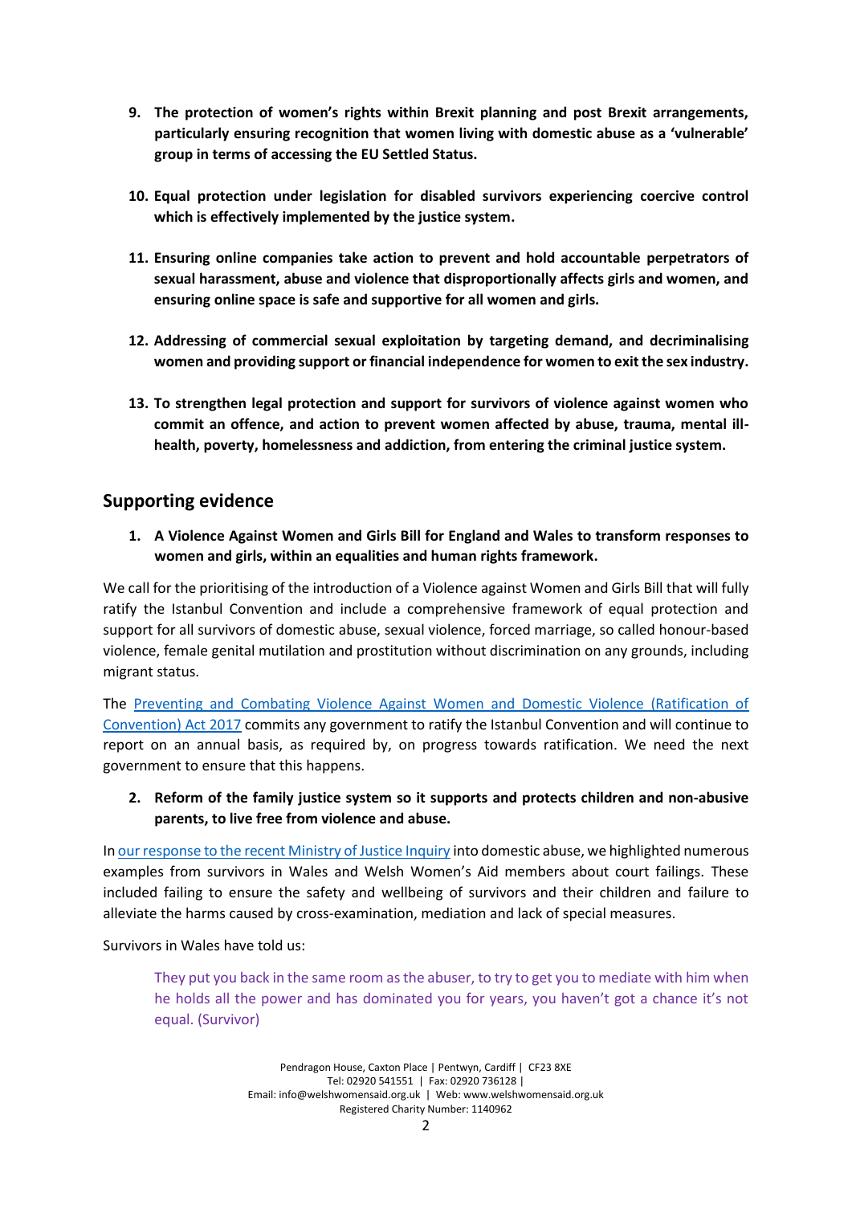9. **The protection of women's rights within Brexit planning and post Brexit arrangements, particularly ensuring recognition that women living with domestic abuse as a 'vulnerable' group in terms of accessing the EU Settled Status.**

10. **Equal protection under legislation for disabled survivors experiencing coercive control which is effectively implemented by the justice system.**

11. **Ensuring online companies take action to prevent and hold accountable perpetrators of sexual harassment, abuse and violence that disproportionally affects girls and women, and ensuring online space is safe and supportive for all women and girls.**

12. **Addressing of commercial sexual exploitation by targeting demand, and decriminalising women and providing support or financial independence for women to exit the sex industry.**

13. **To strengthen legal protection and support for survivors of violence against women who commit an offence, and action to prevent women affected by abuse, trauma, mental ill-health, poverty, homelessness and addiction, from entering the criminal justice system.**

## Supporting evidence

1. **A Violence Against Women and Girls Bill for England and Wales to transform responses to women and girls, within an equalities and human rights framework.**

We call for the prioritising of the introduction of a Violence against Women and Girls Bill that will fully ratify the Istanbul Convention and include a comprehensive framework of equal protection and support for all survivors of domestic abuse, sexual violence, forced marriage, so called honour-based violence, female genital mutilation and prostitution without discrimination on any grounds, including migrant status.

The Preventing and Combating Violence Against Women and Domestic Violence (Ratification of Convention) Act 2017 commits any government to ratify the Istanbul Convention and will continue to report on an annual basis, as required by, on progress towards ratification. We need the next government to ensure that this happens.

2. **Reform of the family justice system so it supports and protects children and non-abusive parents, to live free from violence and abuse.**

In our response to the recent Ministry of Justice Inquiry into domestic abuse, we highlighted numerous examples from survivors in Wales and Welsh Women's Aid members about court failings. These included failing to ensure the safety and wellbeing of survivors and their children and failure to alleviate the harms caused by cross-examination, mediation and lack of special measures.

Survivors in Wales have told us:

> They put you back in the same room as the abuser, to try to get you to mediate with him when he holds all the power and has dominated you for years, you haven't got a chance it's not equal. (Survivor)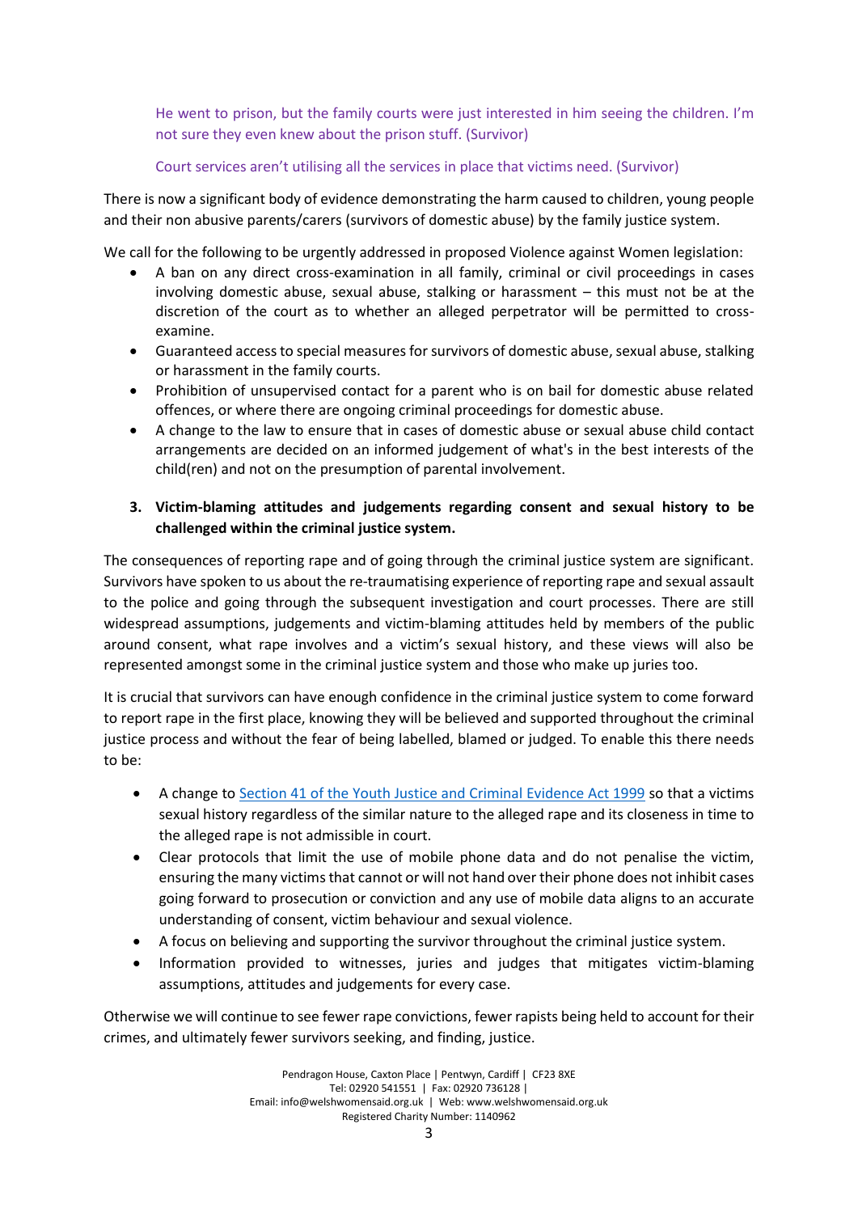He went to prison, but the family courts were just interested in him seeing the children. I'm not sure they even knew about the prison stuff. (Survivor)

Court services aren't utilising all the services in place that victims need. (Survivor)

There is now a significant body of evidence demonstrating the harm caused to children, young people and their non abusive parents/carers (survivors of domestic abuse) by the family justice system.

We call for the following to be urgently addressed in proposed Violence against Women legislation:

- A ban on any direct cross-examination in all family, criminal or civil proceedings in cases involving domestic abuse, sexual abuse, stalking or harassment – this must not be at the discretion of the court as to whether an alleged perpetrator will be permitted to cross-examine.
- Guaranteed access to special measures for survivors of domestic abuse, sexual abuse, stalking or harassment in the family courts.
- Prohibition of unsupervised contact for a parent who is on bail for domestic abuse related offences, or where there are ongoing criminal proceedings for domestic abuse.
- A change to the law to ensure that in cases of domestic abuse or sexual abuse child contact arrangements are decided on an informed judgement of what's in the best interests of the child(ren) and not on the presumption of parental involvement.

3. **Victim-blaming attitudes and judgements regarding consent and sexual history to be challenged within the criminal justice system.**

The consequences of reporting rape and of going through the criminal justice system are significant. Survivors have spoken to us about the re-traumatising experience of reporting rape and sexual assault to the police and going through the subsequent investigation and court processes. There are still widespread assumptions, judgements and victim-blaming attitudes held by members of the public around consent, what rape involves and a victim's sexual history, and these views will also be represented amongst some in the criminal justice system and those who make up juries too.

It is crucial that survivors can have enough confidence in the criminal justice system to come forward to report rape in the first place, knowing they will be believed and supported throughout the criminal justice process and without the fear of being labelled, blamed or judged. To enable this there needs to be:

- A change to Section 41 of the Youth Justice and Criminal Evidence Act 1999 so that a victims sexual history regardless of the similar nature to the alleged rape and its closeness in time to the alleged rape is not admissible in court.
- Clear protocols that limit the use of mobile phone data and do not penalise the victim, ensuring the many victims that cannot or will not hand over their phone does not inhibit cases going forward to prosecution or conviction and any use of mobile data aligns to an accurate understanding of consent, victim behaviour and sexual violence.
- A focus on believing and supporting the survivor throughout the criminal justice system.
- Information provided to witnesses, juries and judges that mitigates victim-blaming assumptions, attitudes and judgements for every case.

Otherwise we will continue to see fewer rape convictions, fewer rapists being held to account for their crimes, and ultimately fewer survivors seeking, and finding, justice.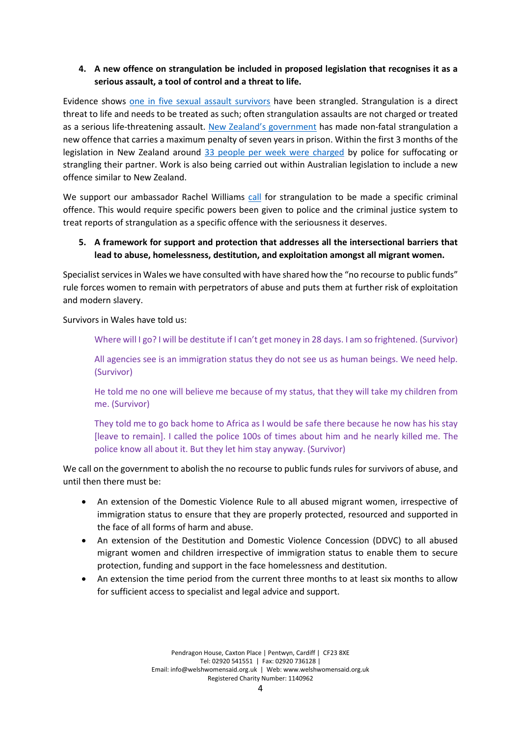4. **A new offence on strangulation be included in proposed legislation that recognises it as a serious assault, a tool of control and a threat to life.**

Evidence shows one in five sexual assault survivors have been strangled. Strangulation is a direct threat to life and needs to be treated as such; often strangulation assaults are not charged or treated as a serious life-threatening assault. New Zealand's government has made non-fatal strangulation a new offence that carries a maximum penalty of seven years in prison. Within the first 3 months of the legislation in New Zealand around 33 people per week were charged by police for suffocating or strangling their partner. Work is also being carried out within Australian legislation to include a new offence similar to New Zealand.

We support our ambassador Rachel Williams call for strangulation to be made a specific criminal offence. This would require specific powers been given to police and the criminal justice system to treat reports of strangulation as a specific offence with the seriousness it deserves.

5. **A framework for support and protection that addresses all the intersectional barriers that lead to abuse, homelessness, destitution, and exploitation amongst all migrant women.**

Specialist services in Wales we have consulted with have shared how the "no recourse to public funds" rule forces women to remain with perpetrators of abuse and puts them at further risk of exploitation and modern slavery.

Survivors in Wales have told us:

> Where will I go? I will be destitute if I can't get money in 28 days. I am so frightened. (Survivor)
>
> All agencies see is an immigration status they do not see us as human beings. We need help. (Survivor)
>
> He told me no one will believe me because of my status, that they will take my children from me. (Survivor)
>
> They told me to go back home to Africa as I would be safe there because he now has his stay [leave to remain]. I called the police 100s of times about him and he nearly killed me. The police know all about it. But they let him stay anyway. (Survivor)

We call on the government to abolish the no recourse to public funds rules for survivors of abuse, and until then there must be:

- An extension of the Domestic Violence Rule to all abused migrant women, irrespective of immigration status to ensure that they are properly protected, resourced and supported in the face of all forms of harm and abuse.
- An extension of the Destitution and Domestic Violence Concession (DDVC) to all abused migrant women and children irrespective of immigration status to enable them to secure protection, funding and support in the face homelessness and destitution.
- An extension the time period from the current three months to at least six months to allow for sufficient access to specialist and legal advice and support.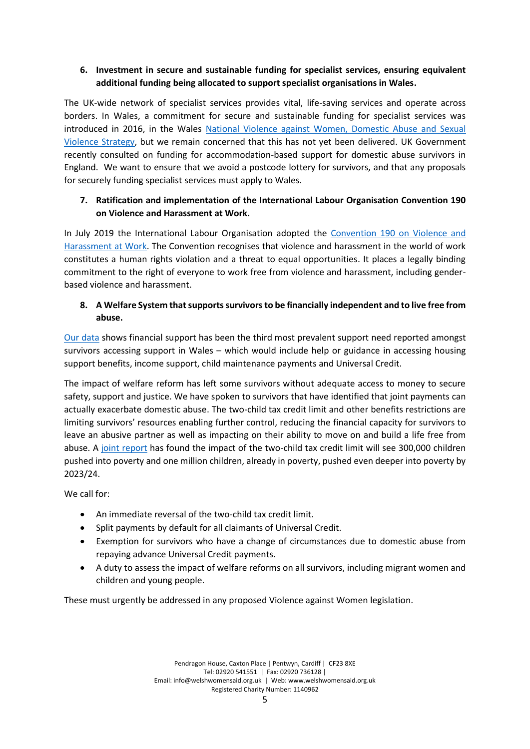6. **Investment in secure and sustainable funding for specialist services, ensuring equivalent additional funding being allocated to support specialist organisations in Wales.**

The UK-wide network of specialist services provides vital, life-saving services and operate across borders. In Wales, a commitment for secure and sustainable funding for specialist services was introduced in 2016, in the Wales National Violence against Women, Domestic Abuse and Sexual Violence Strategy, but we remain concerned that this has not yet been delivered. UK Government recently consulted on funding for accommodation-based support for domestic abuse survivors in England. We want to ensure that we avoid a postcode lottery for survivors, and that any proposals for securely funding specialist services must apply to Wales.

7. **Ratification and implementation of the International Labour Organisation Convention 190 on Violence and Harassment at Work.**

In July 2019 the International Labour Organisation adopted the Convention 190 on Violence and Harassment at Work. The Convention recognises that violence and harassment in the world of work constitutes a human rights violation and a threat to equal opportunities. It places a legally binding commitment to the right of everyone to work free from violence and harassment, including gender-based violence and harassment.

8. **A Welfare System that supports survivors to be financially independent and to live free from abuse.**

Our data shows financial support has been the third most prevalent support need reported amongst survivors accessing support in Wales – which would include help or guidance in accessing housing support benefits, income support, child maintenance payments and Universal Credit.

The impact of welfare reform has left some survivors without adequate access to money to secure safety, support and justice. We have spoken to survivors that have identified that joint payments can actually exacerbate domestic abuse. The two-child tax credit limit and other benefits restrictions are limiting survivors' resources enabling further control, reducing the financial capacity for survivors to leave an abusive partner as well as impacting on their ability to move on and build a life free from abuse. A joint report has found the impact of the two-child tax credit limit will see 300,000 children pushed into poverty and one million children, already in poverty, pushed even deeper into poverty by 2023/24.

We call for:

- An immediate reversal of the two-child tax credit limit.
- Split payments by default for all claimants of Universal Credit.
- Exemption for survivors who have a change of circumstances due to domestic abuse from repaying advance Universal Credit payments.
- A duty to assess the impact of welfare reforms on all survivors, including migrant women and children and young people.

These must urgently be addressed in any proposed Violence against Women legislation.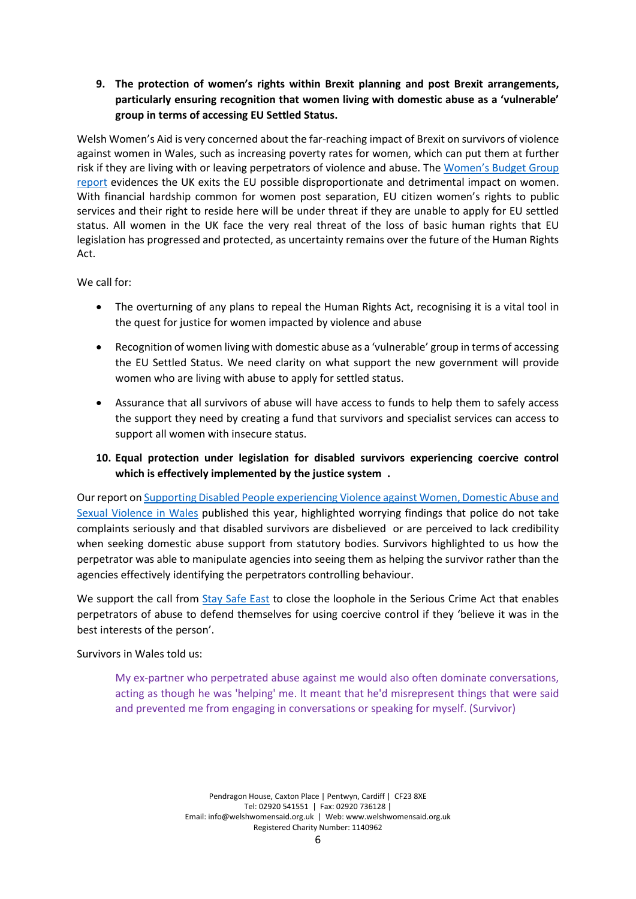9. **The protection of women's rights within Brexit planning and post Brexit arrangements, particularly ensuring recognition that women living with domestic abuse as a 'vulnerable' group in terms of accessing EU Settled Status.**

Welsh Women's Aid is very concerned about the far-reaching impact of Brexit on survivors of violence against women in Wales, such as increasing poverty rates for women, which can put them at further risk if they are living with or leaving perpetrators of violence and abuse. The [Women's Budget Group report]() evidences the UK exits the EU possible disproportionate and detrimental impact on women. With financial hardship common for women post separation, EU citizen women's rights to public services and their right to reside here will be under threat if they are unable to apply for EU settled status. All women in the UK face the very real threat of the loss of basic human rights that EU legislation has progressed and protected, as uncertainty remains over the future of the Human Rights Act.

We call for:

- The overturning of any plans to repeal the Human Rights Act, recognising it is a vital tool in the quest for justice for women impacted by violence and abuse
- Recognition of women living with domestic abuse as a 'vulnerable' group in terms of accessing the EU Settled Status. We need clarity on what support the new government will provide women who are living with abuse to apply for settled status.
- Assurance that all survivors of abuse will have access to funds to help them to safely access the support they need by creating a fund that survivors and specialist services can access to support all women with insecure status.

10. **Equal protection under legislation for disabled survivors experiencing coercive control which is effectively implemented by the justice system .**

Our report on [Supporting Disabled People experiencing Violence against Women, Domestic Abuse and Sexual Violence in Wales]() published this year, highlighted worrying findings that police do not take complaints seriously and that disabled survivors are disbelieved or are perceived to lack credibility when seeking domestic abuse support from statutory bodies. Survivors highlighted to us how the perpetrator was able to manipulate agencies into seeing them as helping the survivor rather than the agencies effectively identifying the perpetrators controlling behaviour.

We support the call from [Stay Safe East]() to close the loophole in the Serious Crime Act that enables perpetrators of abuse to defend themselves for using coercive control if they 'believe it was in the best interests of the person'.

Survivors in Wales told us:

> My ex-partner who perpetrated abuse against me would also often dominate conversations, acting as though he was 'helping' me. It meant that he'd misrepresent things that were said and prevented me from engaging in conversations or speaking for myself. (Survivor)

Pendragon House, Caxton Place | Pentwyn, Cardiff | CF23 8XE
Tel: 02920 541551 | Fax: 02920 736128 |
Email: info@welshwomensaid.org.uk | Web: www.welshwomensaid.org.uk
Registered Charity Number: 1140962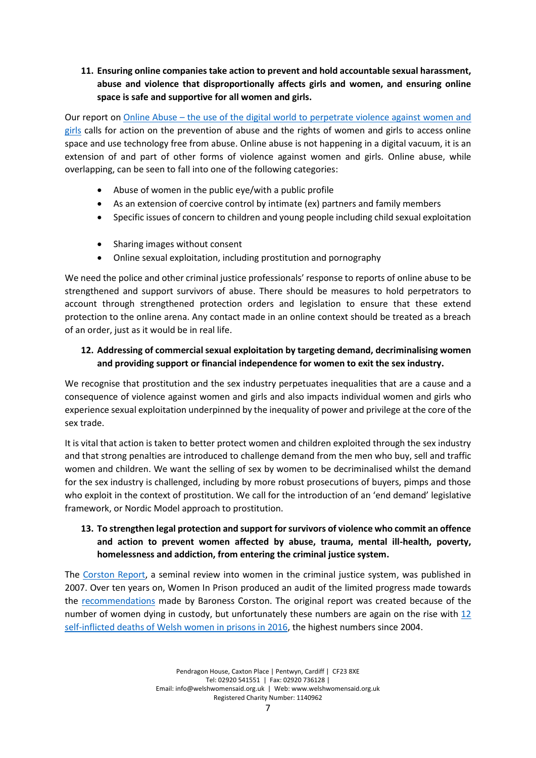**11. Ensuring online companies take action to prevent and hold accountable sexual harassment, abuse and violence that disproportionally affects girls and women, and ensuring online space is safe and supportive for all women and girls.**

Our report on [Online Abuse – the use of the digital world to perpetrate violence against women and girls]() calls for action on the prevention of abuse and the rights of women and girls to access online space and use technology free from abuse. Online abuse is not happening in a digital vacuum, it is an extension of and part of other forms of violence against women and girls. Online abuse, while overlapping, can be seen to fall into one of the following categories:

- Abuse of women in the public eye/with a public profile
- As an extension of coercive control by intimate (ex) partners and family members
- Specific issues of concern to children and young people including child sexual exploitation
- Sharing images without consent
- Online sexual exploitation, including prostitution and pornography

We need the police and other criminal justice professionals' response to reports of online abuse to be strengthened and support survivors of abuse. There should be measures to hold perpetrators to account through strengthened protection orders and legislation to ensure that these extend protection to the online arena. Any contact made in an online context should be treated as a breach of an order, just as it would be in real life.

**12. Addressing of commercial sexual exploitation by targeting demand, decriminalising women and providing support or financial independence for women to exit the sex industry.**

We recognise that prostitution and the sex industry perpetuates inequalities that are a cause and a consequence of violence against women and girls and also impacts individual women and girls who experience sexual exploitation underpinned by the inequality of power and privilege at the core of the sex trade.

It is vital that action is taken to better protect women and children exploited through the sex industry and that strong penalties are introduced to challenge demand from the men who buy, sell and traffic women and children. We want the selling of sex by women to be decriminalised whilst the demand for the sex industry is challenged, including by more robust prosecutions of buyers, pimps and those who exploit in the context of prostitution. We call for the introduction of an 'end demand' legislative framework, or Nordic Model approach to prostitution.

**13. To strengthen legal protection and support for survivors of violence who commit an offence and action to prevent women affected by abuse, trauma, mental ill-health, poverty, homelessness and addiction, from entering the criminal justice system.**

The [Corston Report](), a seminal review into women in the criminal justice system, was published in 2007. Over ten years on, Women In Prison produced an audit of the limited progress made towards the [recommendations]() made by Baroness Corston. The original report was created because of the number of women dying in custody, but unfortunately these numbers are again on the rise with [12 self-inflicted deaths of Welsh women in prisons in 2016](), the highest numbers since 2004.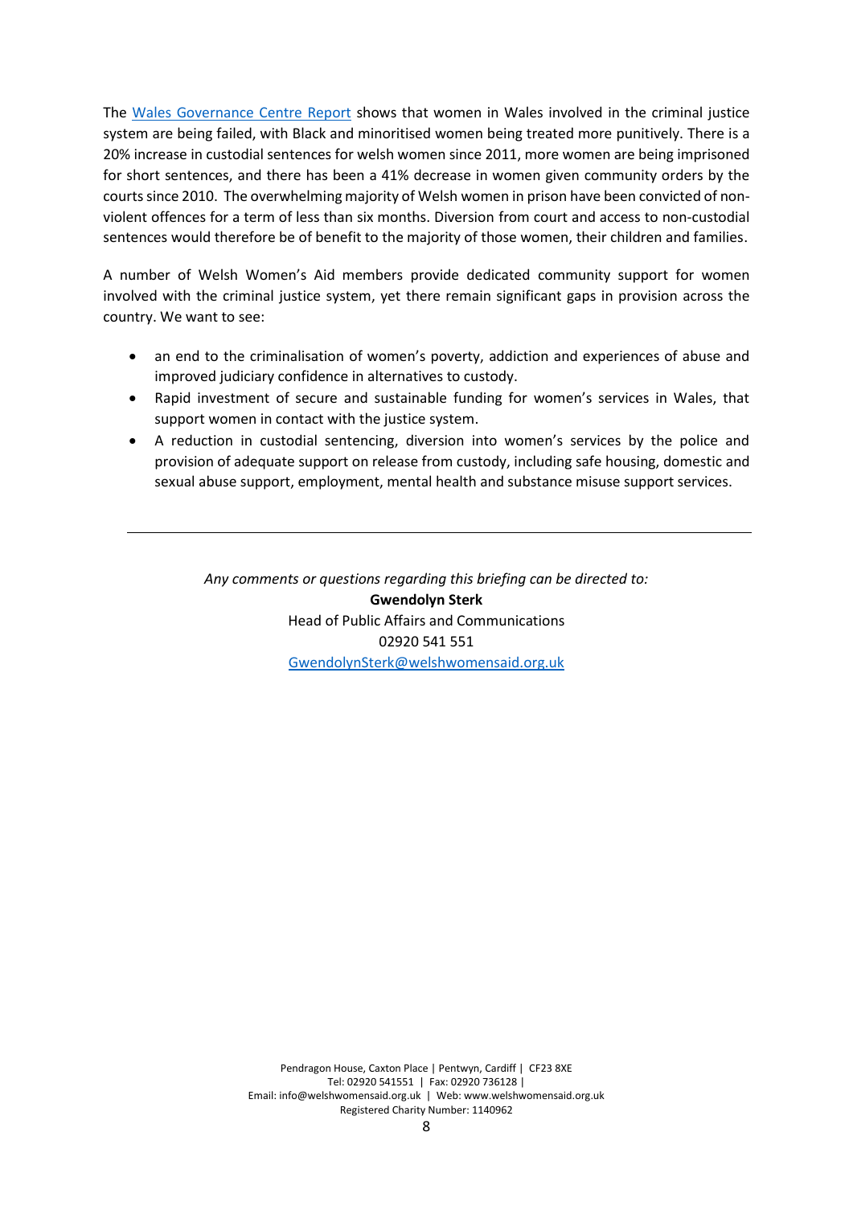The [Wales Governance Centre Report](#) shows that women in Wales involved in the criminal justice system are being failed, with Black and minoritised women being treated more punitively. There is a 20% increase in custodial sentences for welsh women since 2011, more women are being imprisoned for short sentences, and there has been a 41% decrease in women given community orders by the courts since 2010. The overwhelming majority of Welsh women in prison have been convicted of non-violent offences for a term of less than six months. Diversion from court and access to non-custodial sentences would therefore be of benefit to the majority of those women, their children and families.

A number of Welsh Women's Aid members provide dedicated community support for women involved with the criminal justice system, yet there remain significant gaps in provision across the country. We want to see:

- an end to the criminalisation of women's poverty, addiction and experiences of abuse and improved judiciary confidence in alternatives to custody.
- Rapid investment of secure and sustainable funding for women's services in Wales, that support women in contact with the justice system.
- A reduction in custodial sentencing, diversion into women's services by the police and provision of adequate support on release from custody, including safe housing, domestic and sexual abuse support, employment, mental health and substance misuse support services.

---

*Any comments or questions regarding this briefing can be directed to:*

**Gwendolyn Sterk**

Head of Public Affairs and Communications

02920 541 551

GwendolynSterk@welshwomensaid.org.uk

Pendragon House, Caxton Place | Pentwyn, Cardiff | CF23 8XE
Tel: 02920 541551 | Fax: 02920 736128 |
Email: info@welshwomensaid.org.uk | Web: www.welshwomensaid.org.uk
Registered Charity Number: 1140962